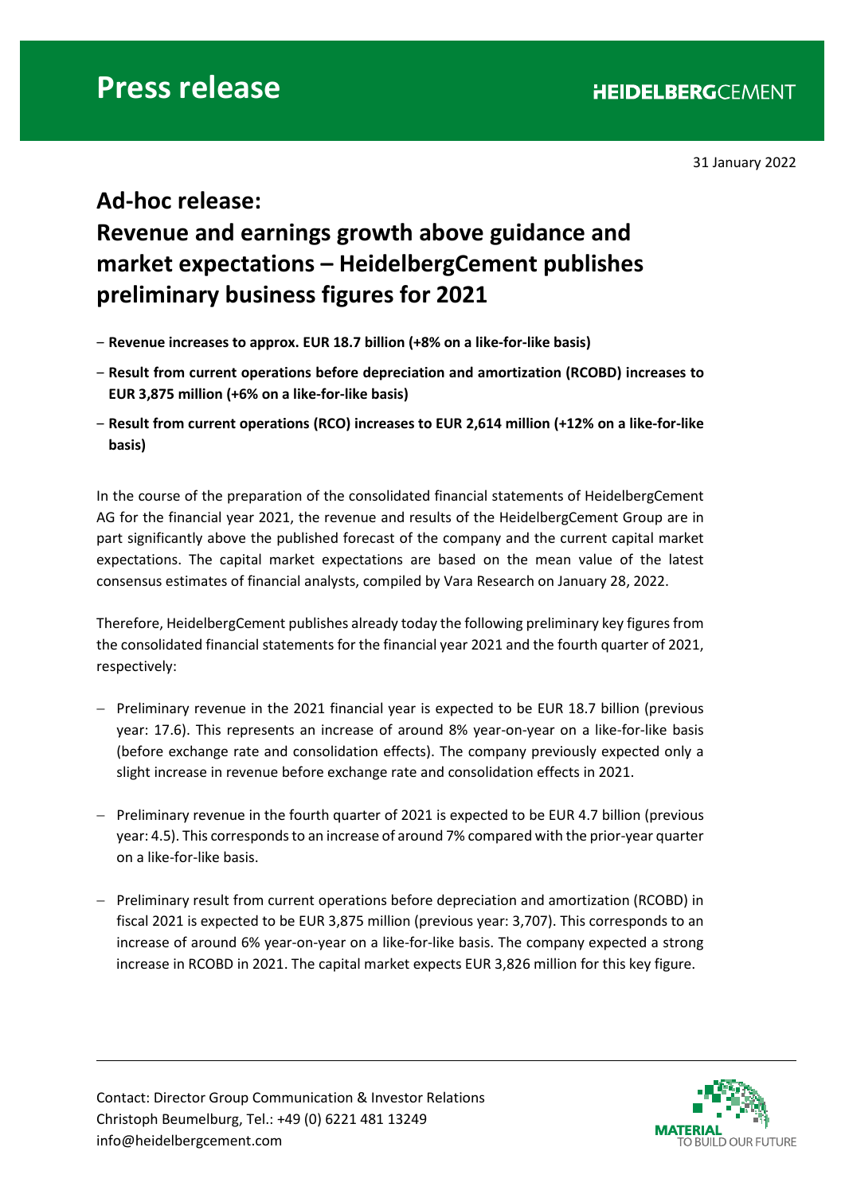# Press release

31 January 2022

## Ad-hoc release:

## Revenue and earnings growth above guidance and market expectations – HeidelbergCement publishes preliminary business figures for 2021

- **Revenue increases to approx. EUR 18.7 billion (+8% on a like-for-like basis)**
- **Result from current operations before depreciation and amortization (RCOBD) increases to EUR 3,875 million (+6% on a like-for-like basis)**
- **Result from current operations (RCO) increases to EUR 2,614 million (+12% on a like-for-like basis)**

In the course of the preparation of the consolidated financial statements of HeidelbergCement AG for the financial year 2021, the revenue and results of the HeidelbergCement Group are in part significantly above the published forecast of the company and the current capital market expectations. The capital market expectations are based on the mean value of the latest consensus estimates of financial analysts, compiled by Vara Research on January 28, 2022.

Therefore, HeidelbergCement publishes already today the following preliminary key figures from the consolidated financial statements for the financial year 2021 and the fourth quarter of 2021, respectively:

- Preliminary revenue in the 2021 financial year is expected to be EUR 18.7 billion (previous year: 17.6). This represents an increase of around 8% year-on-year on a like-for-like basis (before exchange rate and consolidation effects). The company previously expected only a slight increase in revenue before exchange rate and consolidation effects in 2021.
- Preliminary revenue in the fourth quarter of 2021 is expected to be EUR 4.7 billion (previous year: 4.5). This corresponds to an increase of around 7% compared with the prior-year quarter on a like-for-like basis.
- Preliminary result from current operations before depreciation and amortization (RCOBD) in fiscal 2021 is expected to be EUR 3,875 million (previous year: 3,707). This corresponds to an increase of around 6% year-on-year on a like-for-like basis. The company expected a strong increase in RCOBD in 2021. The capital market expects EUR 3,826 million for this key figure.

Contact: Director Group Communication & Investor Relations
Christoph Beumelburg, Tel.: +49 (0) 6221 481 13249
info@heidelbergcement.com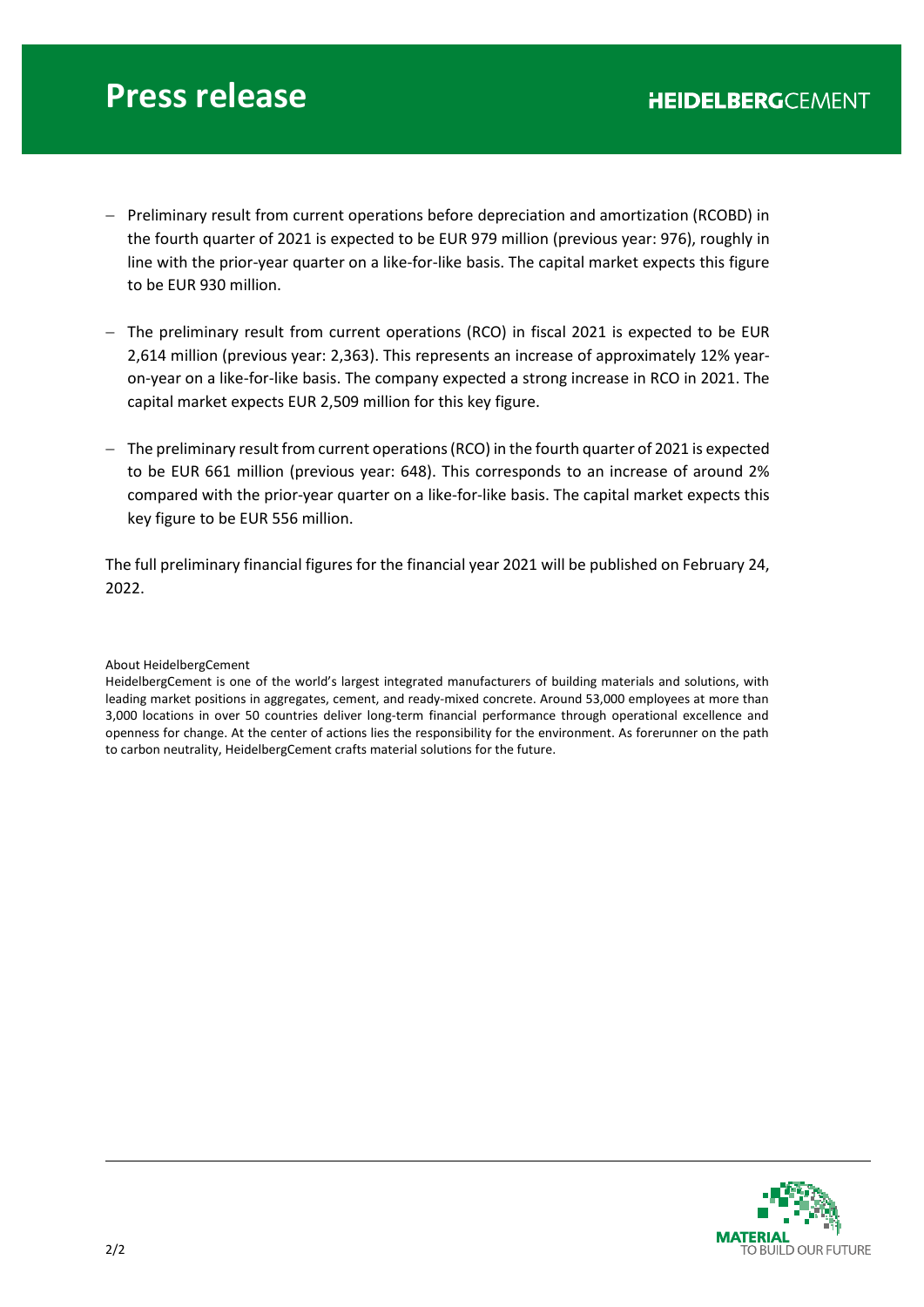- Preliminary result from current operations before depreciation and amortization (RCOBD) in the fourth quarter of 2021 is expected to be EUR 979 million (previous year: 976), roughly in line with the prior-year quarter on a like-for-like basis. The capital market expects this figure to be EUR 930 million.
- The preliminary result from current operations (RCO) in fiscal 2021 is expected to be EUR 2,614 million (previous year: 2,363). This represents an increase of approximately 12% year-on-year on a like-for-like basis. The company expected a strong increase in RCO in 2021. The capital market expects EUR 2,509 million for this key figure.
- The preliminary result from current operations (RCO) in the fourth quarter of 2021 is expected to be EUR 661 million (previous year: 648). This corresponds to an increase of around 2% compared with the prior-year quarter on a like-for-like basis. The capital market expects this key figure to be EUR 556 million.

The full preliminary financial figures for the financial year 2021 will be published on February 24, 2022.

About HeidelbergCement

HeidelbergCement is one of the world's largest integrated manufacturers of building materials and solutions, with leading market positions in aggregates, cement, and ready-mixed concrete. Around 53,000 employees at more than 3,000 locations in over 50 countries deliver long-term financial performance through operational excellence and openness for change. At the center of actions lies the responsibility for the environment. As forerunner on the path to carbon neutrality, HeidelbergCement crafts material solutions for the future.